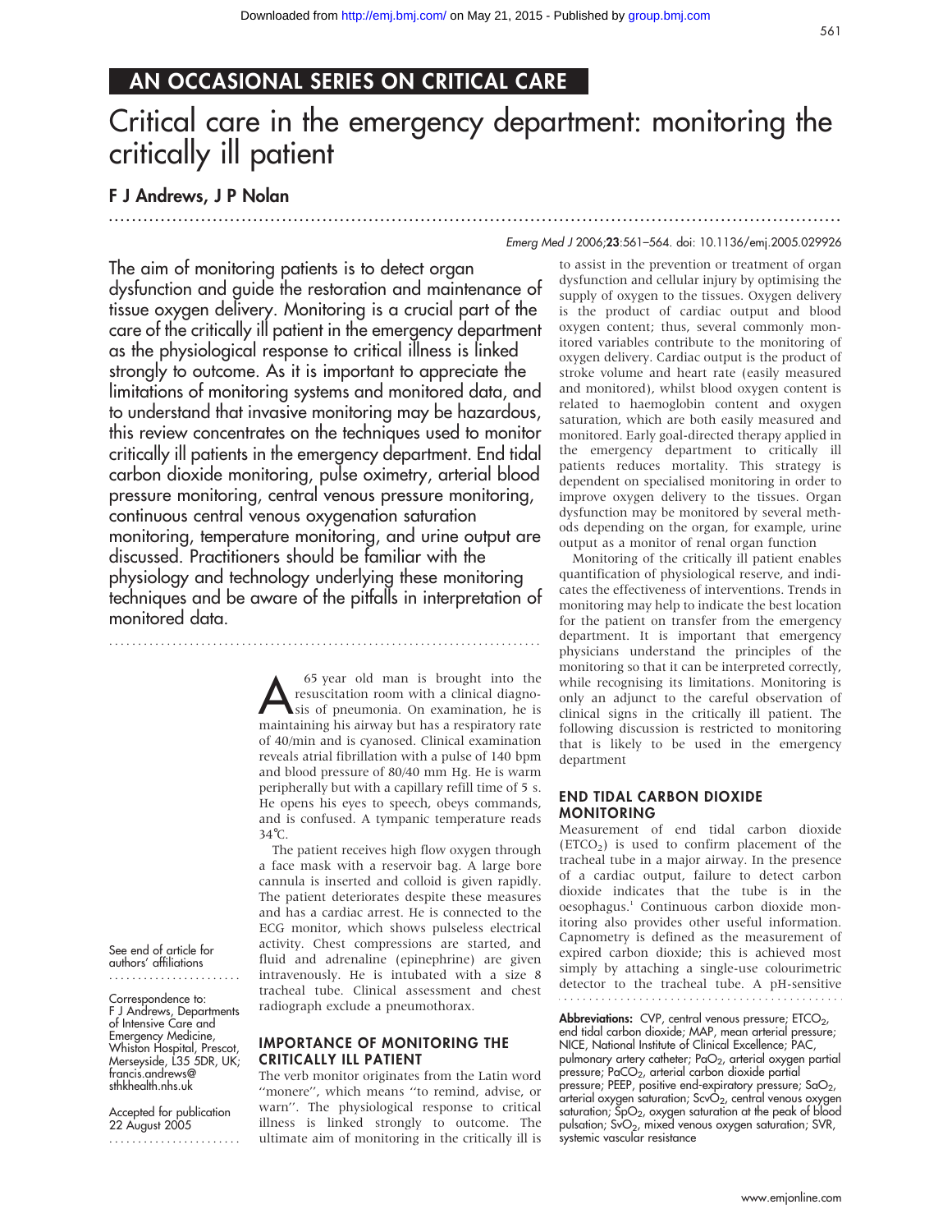AN OCCASIONAL SERIES ON CRITICAL CARE

# Critical care in the emergency department: monitoring the critically ill patient

**F J Andrews, J P Nolan**

*Emerg Med J* 2006;**23**:561–564. doi: 10.1136/emj.2005.029926

The aim of monitoring patients is to detect organ dysfunction and guide the restoration and maintenance of tissue oxygen delivery. Monitoring is a crucial part of the care of the critically ill patient in the emergency department as the physiological response to critical illness is linked strongly to outcome. As it is important to appreciate the limitations of monitoring systems and monitored data, and to understand that invasive monitoring may be hazardous, this review concentrates on the techniques used to monitor critically ill patients in the emergency department. End tidal carbon dioxide monitoring, pulse oximetry, arterial blood pressure monitoring, central venous pressure monitoring, continuous central venous oxygenation saturation monitoring, temperature monitoring, and urine output are discussed. Practitioners should be familiar with the physiology and technology underlying these monitoring techniques and be aware of the pitfalls in interpretation of monitored data.

A 65 year old man is brought into the resuscitation room with a clinical diagnosis of pneumonia. On examination, he is maintaining his airway but has a respiratory rate of 40/min and is cyanosed. Clinical examination reveals atrial fibrillation with a pulse of 140 bpm and blood pressure of 80/40 mm Hg. He is warm peripherally but with a capillary refill time of 5 s. He opens his eyes to speech, obeys commands, and is confused. A tympanic temperature reads 34°C.

The patient receives high flow oxygen through a face mask with a reservoir bag. A large bore cannula is inserted and colloid is given rapidly. The patient deteriorates despite these measures and has a cardiac arrest. He is connected to the ECG monitor, which shows pulseless electrical activity. Chest compressions are started, and fluid and adrenaline (epinephrine) are given intravenously. He is intubated with a size 8 tracheal tube. Clinical assessment and chest radiograph exclude a pneumothorax.

## IMPORTANCE OF MONITORING THE CRITICALLY ILL PATIENT

The verb monitor originates from the Latin word ''monere'', which means ''to remind, advise, or warn''. The physiological response to critical illness is linked strongly to outcome. The ultimate aim of monitoring in the critically ill is to assist in the prevention or treatment of organ dysfunction and cellular injury by optimising the supply of oxygen to the tissues. Oxygen delivery is the product of cardiac output and blood oxygen content; thus, several commonly monitored variables contribute to the monitoring of oxygen delivery. Cardiac output is the product of stroke volume and heart rate (easily measured and monitored), whilst blood oxygen content is related to haemoglobin content and oxygen saturation, which are both easily measured and monitored. Early goal-directed therapy applied in the emergency department to critically ill patients reduces mortality. This strategy is dependent on specialised monitoring in order to improve oxygen delivery to the tissues. Organ dysfunction may be monitored by several methods depending on the organ, for example, urine output as a monitor of renal organ function

Monitoring of the critically ill patient enables quantification of physiological reserve, and indicates the effectiveness of interventions. Trends in monitoring may help to indicate the best location for the patient on transfer from the emergency department. It is important that emergency physicians understand the principles of the monitoring so that it can be interpreted correctly, while recognising its limitations. Monitoring is only an adjunct to the careful observation of clinical signs in the critically ill patient. The following discussion is restricted to monitoring that is likely to be used in the emergency department

## END TIDAL CARBON DIOXIDE MONITORING

Measurement of end tidal carbon dioxide ($ETCO_2$) is used to confirm placement of the tracheal tube in a major airway. In the presence of a cardiac output, failure to detect carbon dioxide indicates that the tube is in the oesophagus.[1] Continuous carbon dioxide monitoring also provides other useful information. Capnometry is defined as the measurement of expired carbon dioxide; this is achieved most simply by attaching a single-use colourimetric detector to the tracheal tube. A pH-sensitive

See end of article for authors' affiliations

Correspondence to: F J Andrews, Departments of Intensive Care and Emergency Medicine, Whiston Hospital, Prescot, Merseyside, L35 5DR, UK; francis.andrews@sthkhealth.nhs.uk

Accepted for publication 22 August 2005

**Abbreviations:** CVP, central venous pressure; $ETCO_2$, end tidal carbon dioxide; MAP, mean arterial pressure; NICE, National Institute of Clinical Excellence; PAC, pulmonary artery catheter; $PaO_2$, arterial oxygen partial pressure; $PaCO_2$, arterial carbon dioxide partial pressure; PEEP, positive end-expiratory pressure; $SaO_2$, arterial oxygen saturation; $ScvO_2$, central venous oxygen saturation; $SpO_2$, oxygen saturation at the peak of blood pulsation; $SvO_2$, mixed venous oxygen saturation; SVR, systemic vascular resistance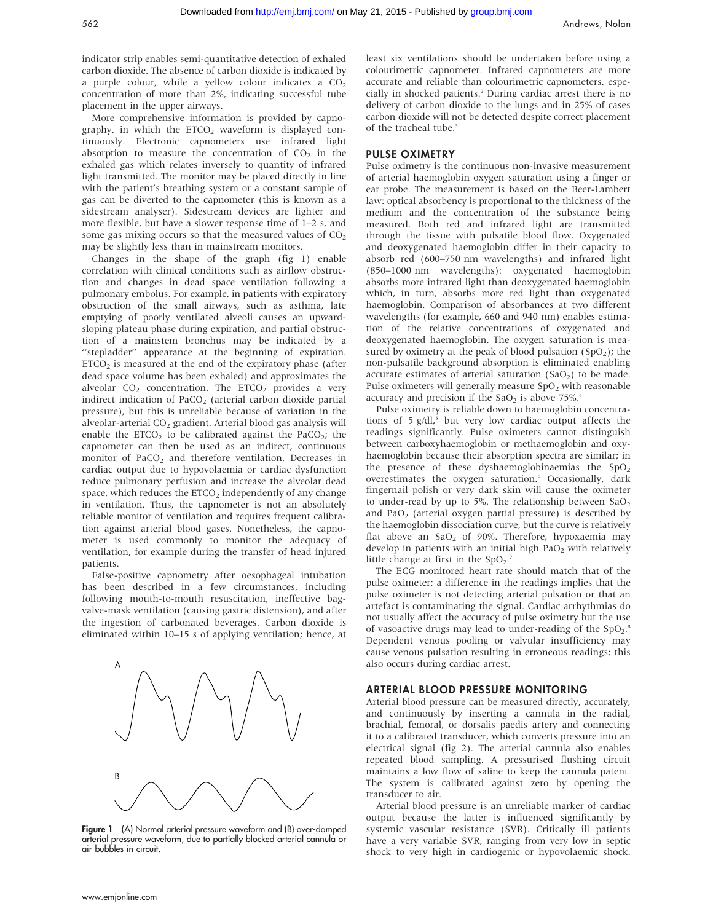indicator strip enables semi-quantitative detection of exhaled carbon dioxide. The absence of carbon dioxide is indicated by a purple colour, while a yellow colour indicates a $CO_2$ concentration of more than 2%, indicating successful tube placement in the upper airways.

More comprehensive information is provided by capnography, in which the $ETCO_2$ waveform is displayed continuously. Electronic capnometers use infrared light absorption to measure the concentration of $CO_2$ in the exhaled gas which relates inversely to quantity of infrared light transmitted. The monitor may be placed directly in line with the patient's breathing system or a constant sample of gas can be diverted to the capnometer (this is known as a sidestream analyser). Sidestream devices are lighter and more flexible, but have a slower response time of 1–2 s, and some gas mixing occurs so that the measured values of $CO_2$ may be slightly less than in mainstream monitors.

Changes in the shape of the graph (fig 1) enable correlation with clinical conditions such as airflow obstruction and changes in dead space ventilation following a pulmonary embolus. For example, in patients with expiratory obstruction of the small airways, such as asthma, late emptying of poorly ventilated alveoli causes an upward-sloping plateau phase during expiration, and partial obstruction of a mainstem bronchus may be indicated by a "stepladder" appearance at the beginning of expiration. $ETCO_2$ is measured at the end of the expiratory phase (after dead space volume has been exhaled) and approximates the alveolar $CO_2$ concentration. The $ETCO_2$ provides a very indirect indication of $PaCO_2$ (arterial carbon dioxide partial pressure), but this is unreliable because of variation in the alveolar-arterial $CO_2$ gradient. Arterial blood gas analysis will enable the $ETCO_2$ to be calibrated against the $PaCO_2$; the capnometer can then be used as an indirect, continuous monitor of $PaCO_2$ and therefore ventilation. Decreases in cardiac output due to hypovolaemia or cardiac dysfunction reduce pulmonary perfusion and increase the alveolar dead space, which reduces the $ETCO_2$ independently of any change in ventilation. Thus, the capnometer is not an absolutely reliable monitor of ventilation and requires frequent calibration against arterial blood gases. Nonetheless, the capnometer is used commonly to monitor the adequacy of ventilation, for example during the transfer of head injured patients.

False-positive capnometry after oesophageal intubation has been described in a few circumstances, including following mouth-to-mouth resuscitation, ineffective bag-valve-mask ventilation (causing gastric distension), and after the ingestion of carbonated beverages. Carbon dioxide is eliminated within 10–15 s of applying ventilation; hence, at least six ventilations should be undertaken before using a colourimetric capnometer. Infrared capnometers are more accurate and reliable than colourimetric capnometers, especially in shocked patients.[2] During cardiac arrest there is no delivery of carbon dioxide to the lungs and in 25% of cases carbon dioxide will not be detected despite correct placement of the tracheal tube.[3]

Figure 1 (A) Normal arterial pressure waveform and (B) over-damped arterial pressure waveform, due to partially blocked arterial cannula or air bubbles in circuit.

## PULSE OXIMETRY

Pulse oximetry is the continuous non-invasive measurement of arterial haemoglobin oxygen saturation using a finger or ear probe. The measurement is based on the Beer-Lambert law: optical absorbency is proportional to the thickness of the medium and the concentration of the substance being measured. Both red and infrared light are transmitted through the tissue with pulsatile blood flow. Oxygenated and deoxygenated haemoglobin differ in their capacity to absorb red (600–750 nm wavelengths) and infrared light (850–1000 nm wavelengths): oxygenated haemoglobin absorbs more infrared light than deoxygenated haemoglobin which, in turn, absorbs more red light than oxygenated haemoglobin. Comparison of absorbances at two different wavelengths (for example, 660 and 940 nm) enables estimation of the relative concentrations of oxygenated and deoxygenated haemoglobin. The oxygen saturation is measured by oximetry at the peak of blood pulsation ($SpO_2$); the non-pulsatile background absorption is eliminated enabling accurate estimates of arterial saturation ($SaO_2$) to be made. Pulse oximeters will generally measure $SpO_2$ with reasonable accuracy and precision if the $SaO_2$ is above 75%.[4]

Pulse oximetry is reliable down to haemoglobin concentrations of 5 g/dl,[5] but very low cardiac output affects the readings significantly. Pulse oximeters cannot distinguish between carboxyhaemoglobin or methaemoglobin and oxyhaemoglobin because their absorption spectra are similar; in the presence of these dyshaemoglobinaemias the $SpO_2$ overestimates the oxygen saturation.[6] Occasionally, dark fingernail polish or very dark skin will cause the oximeter to under-read by up to 5%. The relationship between $SaO_2$ and $PaO_2$ (arterial oxygen partial pressure) is described by the haemoglobin dissociation curve, but the curve is relatively flat above an $SaO_2$ of 90%. Therefore, hypoxaemia may develop in patients with an initial high $PaO_2$ with relatively little change at first in the $SpO_2$.[7]

The ECG monitored heart rate should match that of the pulse oximeter; a difference in the readings implies that the pulse oximeter is not detecting arterial pulsation or that an artefact is contaminating the signal. Cardiac arrhythmias do not usually affect the accuracy of pulse oximetry but the use of vasoactive drugs may lead to under-reading of the $SpO_2$.[8] Dependent venous pooling or valvular insufficiency may cause venous pulsation resulting in erroneous readings; this also occurs during cardiac arrest.

## ARTERIAL BLOOD PRESSURE MONITORING

Arterial blood pressure can be measured directly, accurately, and continuously by inserting a cannula in the radial, brachial, femoral, or dorsalis paedis artery and connecting it to a calibrated transducer, which converts pressure into an electrical signal (fig 2). The arterial cannula also enables repeated blood sampling. A pressurised flushing circuit maintains a low flow of saline to keep the cannula patent. The system is calibrated against zero by opening the transducer to air.

Arterial blood pressure is an unreliable marker of cardiac output because the latter is influenced significantly by systemic vascular resistance (SVR). Critically ill patients have a very variable SVR, ranging from very low in septic shock to very high in cardiogenic or hypovolaemic shock.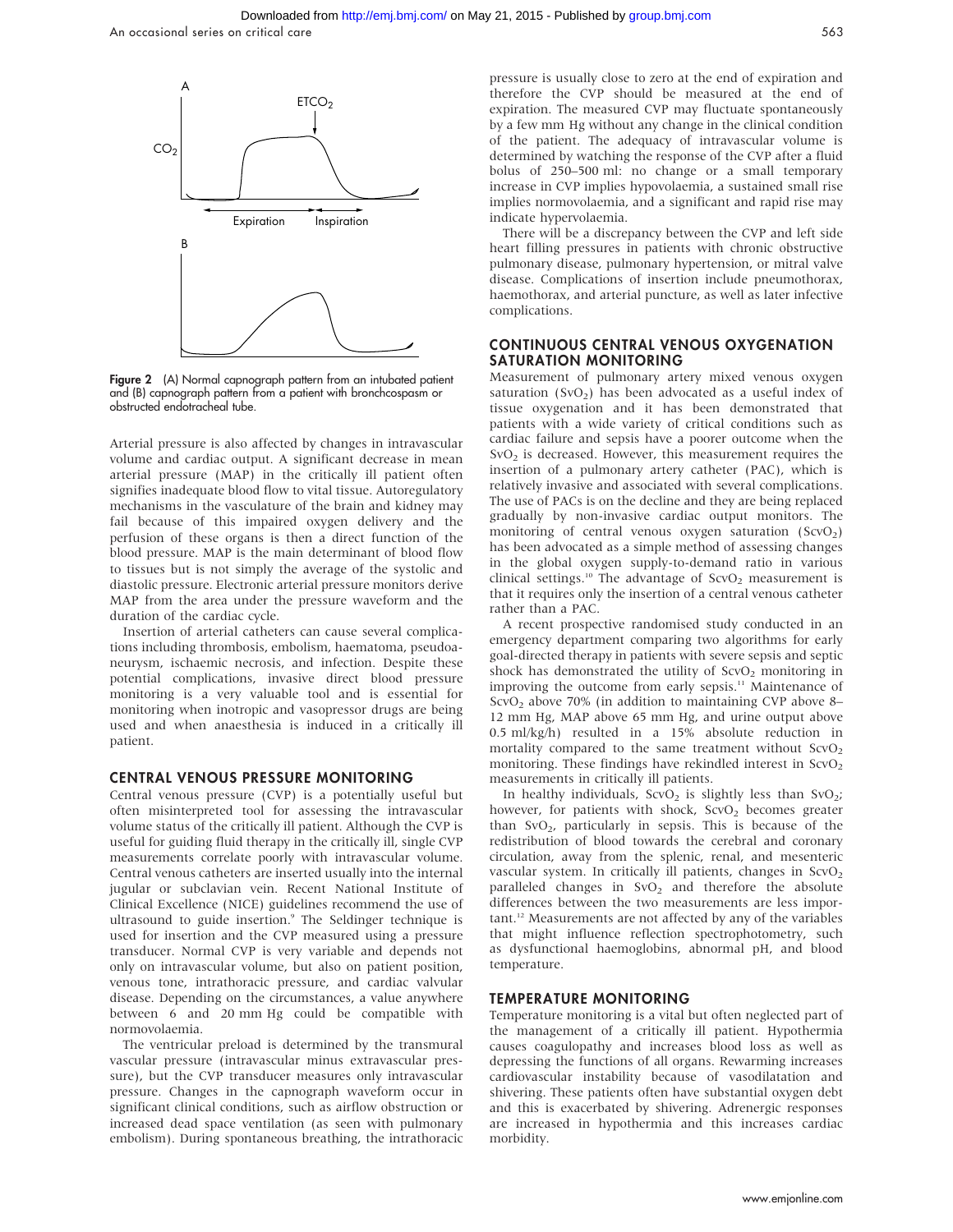Figure 2 (A) Normal capnograph pattern from an intubated patient and (B) capnograph pattern from a patient with bronchcospasm or obstructed endotracheal tube.

Arterial pressure is also affected by changes in intravascular volume and cardiac output. A significant decrease in mean arterial pressure (MAP) in the critically ill patient often signifies inadequate blood flow to vital tissue. Autoregulatory mechanisms in the vasculature of the brain and kidney may fail because of this impaired oxygen delivery and the perfusion of these organs is then a direct function of the blood pressure. MAP is the main determinant of blood flow to tissues but is not simply the average of the systolic and diastolic pressure. Electronic arterial pressure monitors derive MAP from the area under the pressure waveform and the duration of the cardiac cycle.

Insertion of arterial catheters can cause several complications including thrombosis, embolism, haematoma, pseudoaneurysm, ischaemic necrosis, and infection. Despite these potential complications, invasive direct blood pressure monitoring is a very valuable tool and is essential for monitoring when inotropic and vasopressor drugs are being used and when anaesthesia is induced in a critically ill patient.

## CENTRAL VENOUS PRESSURE MONITORING

Central venous pressure (CVP) is a potentially useful but often misinterpreted tool for assessing the intravascular volume status of the critically ill patient. Although the CVP is useful for guiding fluid therapy in the critically ill, single CVP measurements correlate poorly with intravascular volume. Central venous catheters are inserted usually into the internal jugular or subclavian vein. Recent National Institute of Clinical Excellence (NICE) guidelines recommend the use of ultrasound to guide insertion.[9] The Seldinger technique is used for insertion and the CVP measured using a pressure transducer. Normal CVP is very variable and depends not only on intravascular volume, but also on patient position, venous tone, intrathoracic pressure, and cardiac valvular disease. Depending on the circumstances, a value anywhere between 6 and 20 mm Hg could be compatible with normovolaemia.

The ventricular preload is determined by the transmural vascular pressure (intravascular minus extravascular pressure), but the CVP transducer measures only intravascular pressure. Changes in the capnograph waveform occur in significant clinical conditions, such as airflow obstruction or increased dead space ventilation (as seen with pulmonary embolism). During spontaneous breathing, the intrathoracic pressure is usually close to zero at the end of expiration and therefore the CVP should be measured at the end of expiration. The measured CVP may fluctuate spontaneously by a few mm Hg without any change in the clinical condition of the patient. The adequacy of intravascular volume is determined by watching the response of the CVP after a fluid bolus of 250–500 ml: no change or a small temporary increase in CVP implies hypovolaemia, a sustained small rise implies normovolaemia, and a significant and rapid rise may indicate hypervolaemia.

There will be a discrepancy between the CVP and left side heart filling pressures in patients with chronic obstructive pulmonary disease, pulmonary hypertension, or mitral valve disease. Complications of insertion include pneumothorax, haemothorax, and arterial puncture, as well as later infective complications.

## CONTINUOUS CENTRAL VENOUS OXYGENATION SATURATION MONITORING

Measurement of pulmonary artery mixed venous oxygen saturation ($SvO_2$) has been advocated as a useful index of tissue oxygenation and it has been demonstrated that patients with a wide variety of critical conditions such as cardiac failure and sepsis have a poorer outcome when the $SvO_2$ is decreased. However, this measurement requires the insertion of a pulmonary artery catheter (PAC), which is relatively invasive and associated with several complications. The use of PACs is on the decline and they are being replaced gradually by non-invasive cardiac output monitors. The monitoring of central venous oxygen saturation ($ScvO_2$) has been advocated as a simple method of assessing changes in the global oxygen supply-to-demand ratio in various clinical settings.[10] The advantage of $ScvO_2$ measurement is that it requires only the insertion of a central venous catheter rather than a PAC.

A recent prospective randomised study conducted in an emergency department comparing two algorithms for early goal-directed therapy in patients with severe sepsis and septic shock has demonstrated the utility of $ScvO_2$ monitoring in improving the outcome from early sepsis.[11] Maintenance of $ScvO_2$ above 70% (in addition to maintaining CVP above 8–12 mm Hg, MAP above 65 mm Hg, and urine output above 0.5 ml/kg/h) resulted in a 15% absolute reduction in mortality compared to the same treatment without $ScvO_2$ monitoring. These findings have rekindled interest in $ScvO_2$ measurements in critically ill patients.

In healthy individuals, $ScvO_2$ is slightly less than $SvO_2$; however, for patients with shock, $ScvO_2$ becomes greater than $SvO_2$, particularly in sepsis. This is because of the redistribution of blood towards the cerebral and coronary circulation, away from the splenic, renal, and mesenteric vascular system. In critically ill patients, changes in $ScvO_2$ paralleled changes in $SvO_2$ and therefore the absolute differences between the two measurements are less important.[12] Measurements are not affected by any of the variables that might influence reflection spectrophotometry, such as dysfunctional haemoglobins, abnormal pH, and blood temperature.

## TEMPERATURE MONITORING

Temperature monitoring is a vital but often neglected part of the management of a critically ill patient. Hypothermia causes coagulopathy and increases blood loss as well as depressing the functions of all organs. Rewarming increases cardiovascular instability because of vasodilatation and shivering. These patients often have substantial oxygen debt and this is exacerbated by shivering. Adrenergic responses are increased in hypothermia and this increases cardiac morbidity.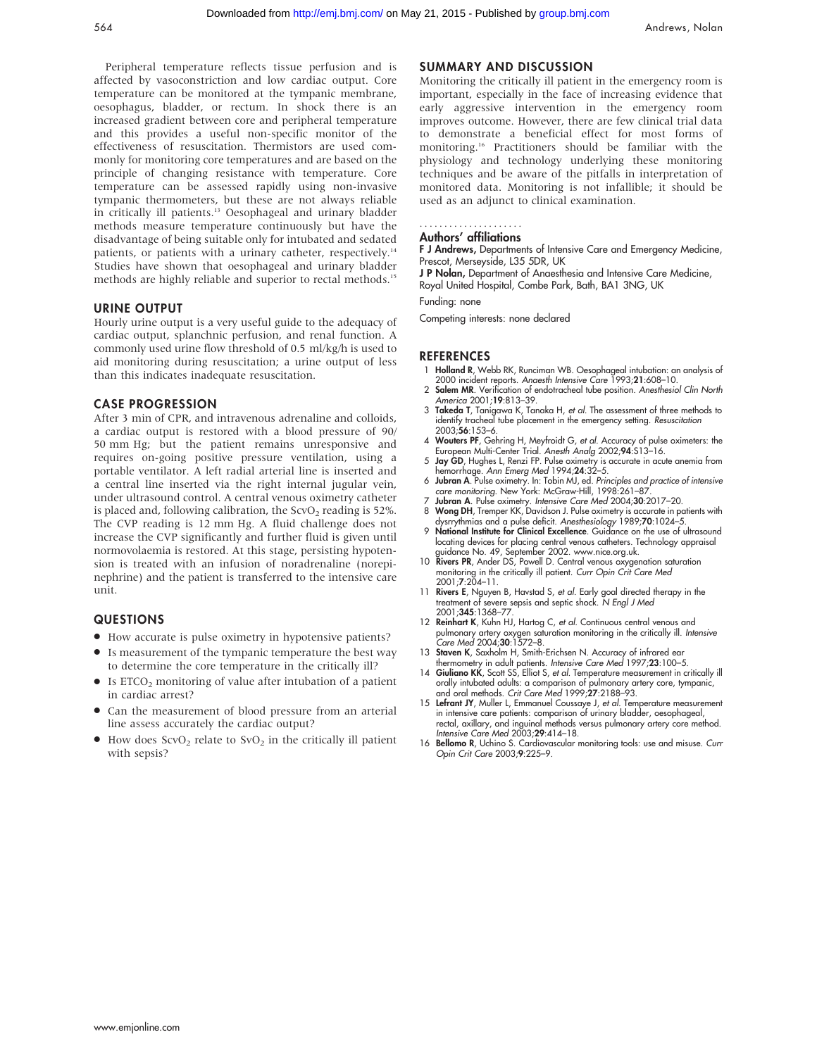Peripheral temperature reflects tissue perfusion and is affected by vasoconstriction and low cardiac output. Core temperature can be monitored at the tympanic membrane, oesophagus, bladder, or rectum. In shock there is an increased gradient between core and peripheral temperature and this provides a useful non-specific monitor of the effectiveness of resuscitation. Thermistors are used commonly for monitoring core temperatures and are based on the principle of changing resistance with temperature. Core temperature can be assessed rapidly using non-invasive tympanic thermometers, but these are not always reliable in critically ill patients.[13] Oesophageal and urinary bladder methods measure temperature continuously but have the disadvantage of being suitable only for intubated and sedated patients, or patients with a urinary catheter, respectively.[14] Studies have shown that oesophageal and urinary bladder methods are highly reliable and superior to rectal methods.[15]

## URINE OUTPUT

Hourly urine output is a very useful guide to the adequacy of cardiac output, splanchnic perfusion, and renal function. A commonly used urine flow threshold of 0.5 ml/kg/h is used to aid monitoring during resuscitation; a urine output of less than this indicates inadequate resuscitation.

## CASE PROGRESSION

After 3 min of CPR, and intravenous adrenaline and colloids, a cardiac output is restored with a blood pressure of 90/50 mm Hg; but the patient remains unresponsive and requires on-going positive pressure ventilation, using a portable ventilator. A left radial arterial line is inserted and a central line inserted via the right internal jugular vein, under ultrasound control. A central venous oximetry catheter is placed and, following calibration, the $ScvO_2$ reading is 52%. The CVP reading is 12 mm Hg. A fluid challenge does not increase the CVP significantly and further fluid is given until normovolaemia is restored. At this stage, persisting hypotension is treated with an infusion of noradrenaline (norepinephrine) and the patient is transferred to the intensive care unit.

## QUESTIONS

- How accurate is pulse oximetry in hypotensive patients?
- Is measurement of the tympanic temperature the best way to determine the core temperature in the critically ill?
- Is $ETCO_2$ monitoring of value after intubation of a patient in cardiac arrest?
- Can the measurement of blood pressure from an arterial line assess accurately the cardiac output?
- How does $ScvO_2$ relate to $SvO_2$ in the critically ill patient with sepsis?

## SUMMARY AND DISCUSSION

Monitoring the critically ill patient in the emergency room is important, especially in the face of increasing evidence that early aggressive intervention in the emergency room improves outcome. However, there are few clinical trial data to demonstrate a beneficial effect for most forms of monitoring.[16] Practitioners should be familiar with the physiology and technology underlying these monitoring techniques and be aware of the pitfalls in interpretation of monitored data. Monitoring is not infallible; it should be used as an adjunct to clinical examination.

### Authors' affiliations

**F J Andrews,** Departments of Intensive Care and Emergency Medicine, Prescot, Merseyside, L35 5DR, UK

**J P Nolan,** Department of Anaesthesia and Intensive Care Medicine, Royal United Hospital, Combe Park, Bath, BA1 3NG, UK

Funding: none

Competing interests: none declared

## REFERENCES

1. **Holland R**, Webb RK, Runciman WB. Oesophageal intubation: an analysis of 2000 incident reports. *Anaesth Intensive Care* 1993;**21**:608–10.
2. **Salem MR**. Verification of endotracheal tube position. *Anesthesiol Clin North America* 2001;**19**:813–39.
3. **Takeda T**, Tanigawa K, Tanaka H, *et al*. The assessment of three methods to identify tracheal tube placement in the emergency setting. *Resuscitation* 2003;**56**:153–6.
4. **Wouters PF**, Gehring H, Meyfroidt G, *et al*. Accuracy of pulse oximeters: the European Multi-Center Trial. *Anesth Analg* 2002;**94**:S13–16.
5. **Jay GD**, Hughes L, Renzi FP. Pulse oximetry is accurate in acute anemia from hemorrhage. *Ann Emerg Med* 1994;**24**:32–5.
6. **Jubran A**. Pulse oximetry. In: Tobin MJ, ed. *Principles and practice of intensive care monitoring*. New York: McGraw-Hill, 1998:261–87.
7. **Jubran A**. Pulse oximetry. *Intensive Care Med* 2004;**30**:2017–20.
8. **Wong DH**, Tremper KK, Davidson J. Pulse oximetry is accurate in patients with dysrrythmias and a pulse deficit. *Anesthesiology* 1989;**70**:1024–5.
9. **National Institute for Clinical Excellence**. Guidance on the use of ultrasound locating devices for placing central venous catheters. Technology appraisal guidance No. 49, September 2002. www.nice.org.uk.
10. **Rivers PR**, Ander DS, Powell D. Central venous oxygenation saturation monitoring in the critically ill patient. *Curr Opin Crit Care Med* 2001;**7**:204–11.
11. **Rivers E**, Nguyen B, Havstad S, *et al*. Early goal directed therapy in the treatment of severe sepsis and septic shock. *N Engl J Med* 2001;**345**:1368–77.
12. **Reinhart K**, Kuhn HJ, Hartog C, *et al*. Continuous central venous and pulmonary artery oxygen saturation monitoring in the critically ill. *Intensive Care Med* 2004;**30**:1572–8.
13. **Staven K**, Saxholm H, Smith-Erichsen N. Accuracy of infrared ear thermometry in adult patients. *Intensive Care Med* 1997;**23**:100–5.
14. **Giuliano KK**, Scott SS, Elliot S, *et al*. Temperature measurement in critically ill orally intubated adults: a comparison of pulmonary artery core, tympanic, and oral methods. *Crit Care Med* 1999;**27**:2188–93.
15. **Lefrant JY**, Muller L, Emmanuel Coussaye J, *et al*. Temperature measurement in intensive care patients: comparison of urinary bladder, oesophageal, rectal, axillary, and inguinal methods versus pulmonary artery core method. *Intensive Care Med* 2003;**29**:414–18.
16. **Bellomo R**, Uchino S. Cardiovascular monitoring tools: use and misuse. *Curr Opin Crit Care* 2003;**9**:225–9.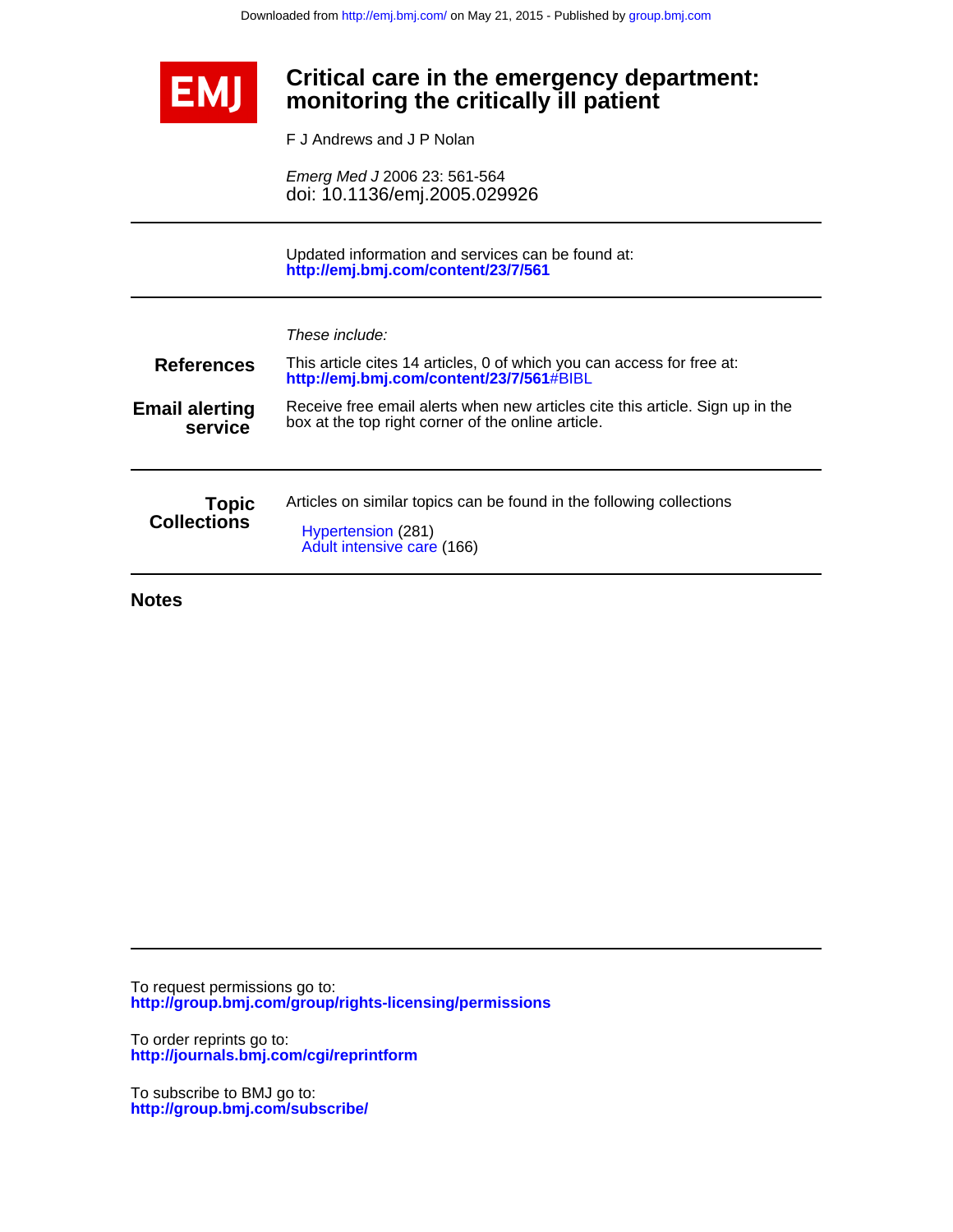Downloaded from http://emj.bmj.com/ on May 21, 2015 - Published by group.bmj.com

EMJ

# Critical care in the emergency department: monitoring the critically ill patient

F J Andrews and J P Nolan

*Emerg Med J* 2006 23: 561-564
doi: 10.1136/emj.2005.029926

Updated information and services can be found at:
**http://emj.bmj.com/content/23/7/561**

*These include:*

**References**

This article cites 14 articles, 0 of which you can access for free at:
**http://emj.bmj.com/content/23/7/561**#BIBL

**Email alerting service**

Receive free email alerts when new articles cite this article. Sign up in the box at the top right corner of the online article.

**Topic Collections**

Articles on similar topics can be found in the following collections

Hypertension (281)
Adult intensive care (166)

## Notes

To request permissions go to:
**http://group.bmj.com/group/rights-licensing/permissions**

To order reprints go to:
**http://journals.bmj.com/cgi/reprintform**

To subscribe to BMJ go to:
**http://group.bmj.com/subscribe/**